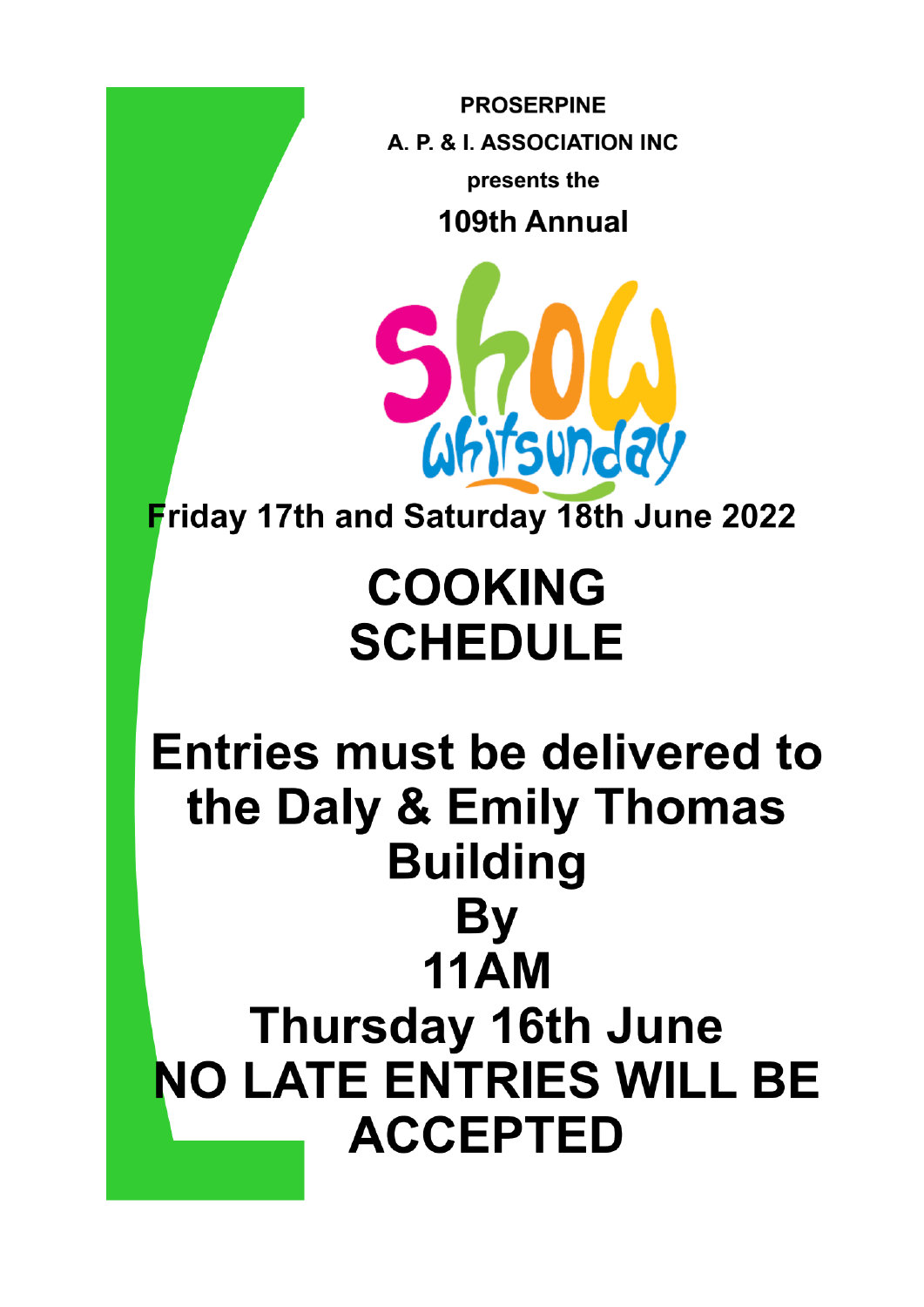**PROSERPINE**

**A. P. & I. ASSOCIATION INC**

**presents the**

**109th Annual**

Show Whitsunday

**Friday 17th and Saturday 18th June 2022**

# COOKING SCHEDULE

# Entries must be delivered to the Daly & Emily Thomas Building By 11AM Thursday 16th June NO LATE ENTRIES WILL BE ACCEPTED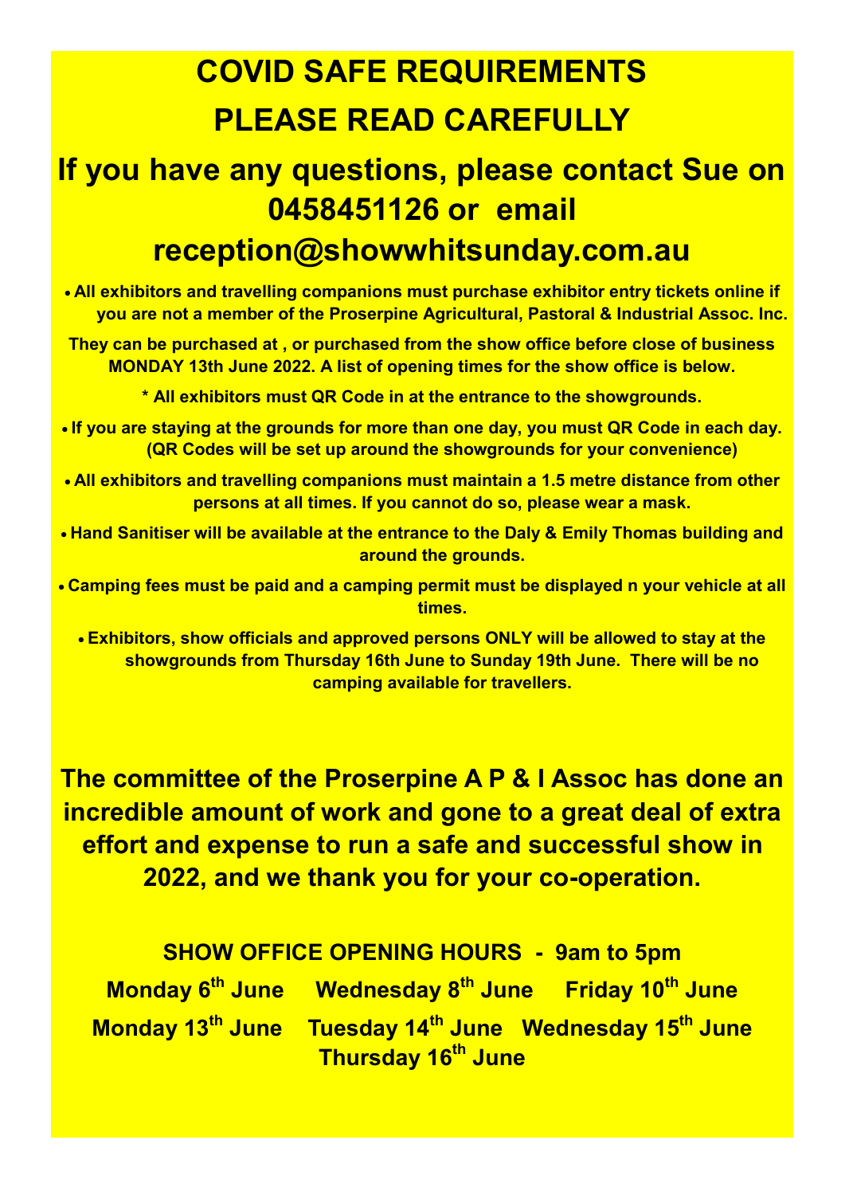# COVID SAFE REQUIREMENTS

# PLEASE READ CAREFULLY

## If you have any questions, please contact Sue on 0458451126 or email reception@showwhitsunday.com.au

- **All exhibitors and travelling companions must purchase exhibitor entry tickets online if you are not a member of the Proserpine Agricultural, Pastoral & Industrial Assoc. Inc.**

**They can be purchased at , or purchased from the show office before close of business MONDAY 13th June 2022. A list of opening times for the show office is below.**

**\* All exhibitors must QR Code in at the entrance to the showgrounds.**

- **If you are staying at the grounds for more than one day, you must QR Code in each day. (QR Codes will be set up around the showgrounds for your convenience)**
- **All exhibitors and travelling companions must maintain a 1.5 metre distance from other persons at all times. If you cannot do so, please wear a mask.**
- **Hand Sanitiser will be available at the entrance to the Daly & Emily Thomas building and around the grounds.**
- **Camping fees must be paid and a camping permit must be displayed n your vehicle at all times.**
- **Exhibitors, show officials and approved persons ONLY will be allowed to stay at the showgrounds from Thursday 16th June to Sunday 19th June. There will be no camping available for travellers.**

**The committee of the Proserpine A P & I Assoc has done an incredible amount of work and gone to a great deal of extra effort and expense to run a safe and successful show in 2022, and we thank you for your co-operation.**

**SHOW OFFICE OPENING HOURS - 9am to 5pm**

**Monday 6th June Wednesday 8th June Friday 10th June**

**Monday 13th June Tuesday 14th June Wednesday 15th June Thursday 16th June**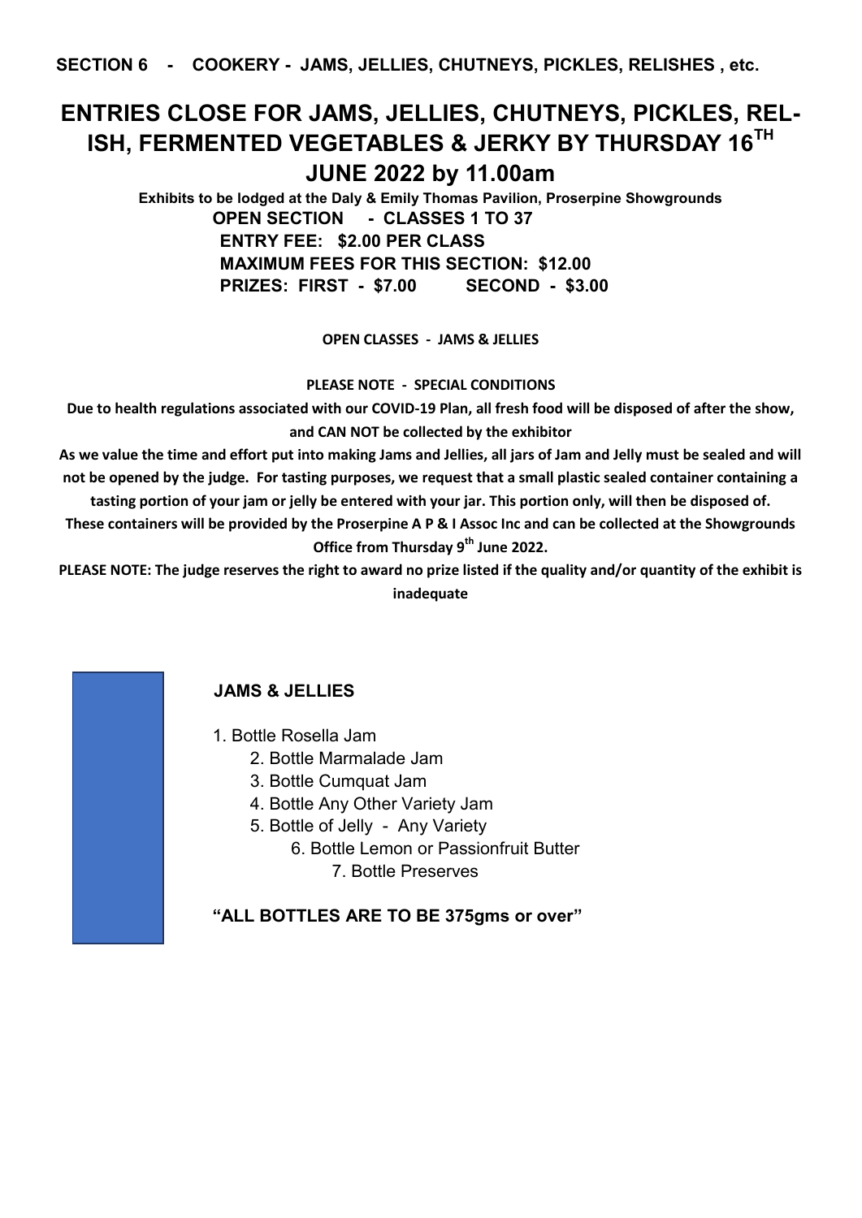**SECTION 6 - COOKERY - JAMS, JELLIES, CHUTNEYS, PICKLES, RELISHES , etc.**

# ENTRIES CLOSE FOR JAMS, JELLIES, CHUTNEYS, PICKLES, RELISH, FERMENTED VEGETABLES & JERKY BY THURSDAY 16TH JUNE 2022 by 11.00am

**Exhibits to be lodged at the Daly & Emily Thomas Pavilion, Proserpine Showgrounds**

**OPEN SECTION - CLASSES 1 TO 37**

**ENTRY FEE: $2.00 PER CLASS**

**MAXIMUM FEES FOR THIS SECTION: $12.00**

**PRIZES: FIRST - $7.00 SECOND - $3.00**

**OPEN CLASSES - JAMS & JELLIES**

**PLEASE NOTE - SPECIAL CONDITIONS**

**Due to health regulations associated with our COVID-19 Plan, all fresh food will be disposed of after the show, and CAN NOT be collected by the exhibitor**

**As we value the time and effort put into making Jams and Jellies, all jars of Jam and Jelly must be sealed and will not be opened by the judge. For tasting purposes, we request that a small plastic sealed container containing a tasting portion of your jam or jelly be entered with your jar. This portion only, will then be disposed of.**

**These containers will be provided by the Proserpine A P & I Assoc Inc and can be collected at the Showgrounds Office from Thursday 9th June 2022.**

**PLEASE NOTE: The judge reserves the right to award no prize listed if the quality and/or quantity of the exhibit is inadequate**

## JAMS & JELLIES

1. Bottle Rosella Jam
2. Bottle Marmalade Jam
3. Bottle Cumquat Jam
4. Bottle Any Other Variety Jam
5. Bottle of Jelly - Any Variety
6. Bottle Lemon or Passionfruit Butter
7. Bottle Preserves

**"ALL BOTTLES ARE TO BE 375gms or over"**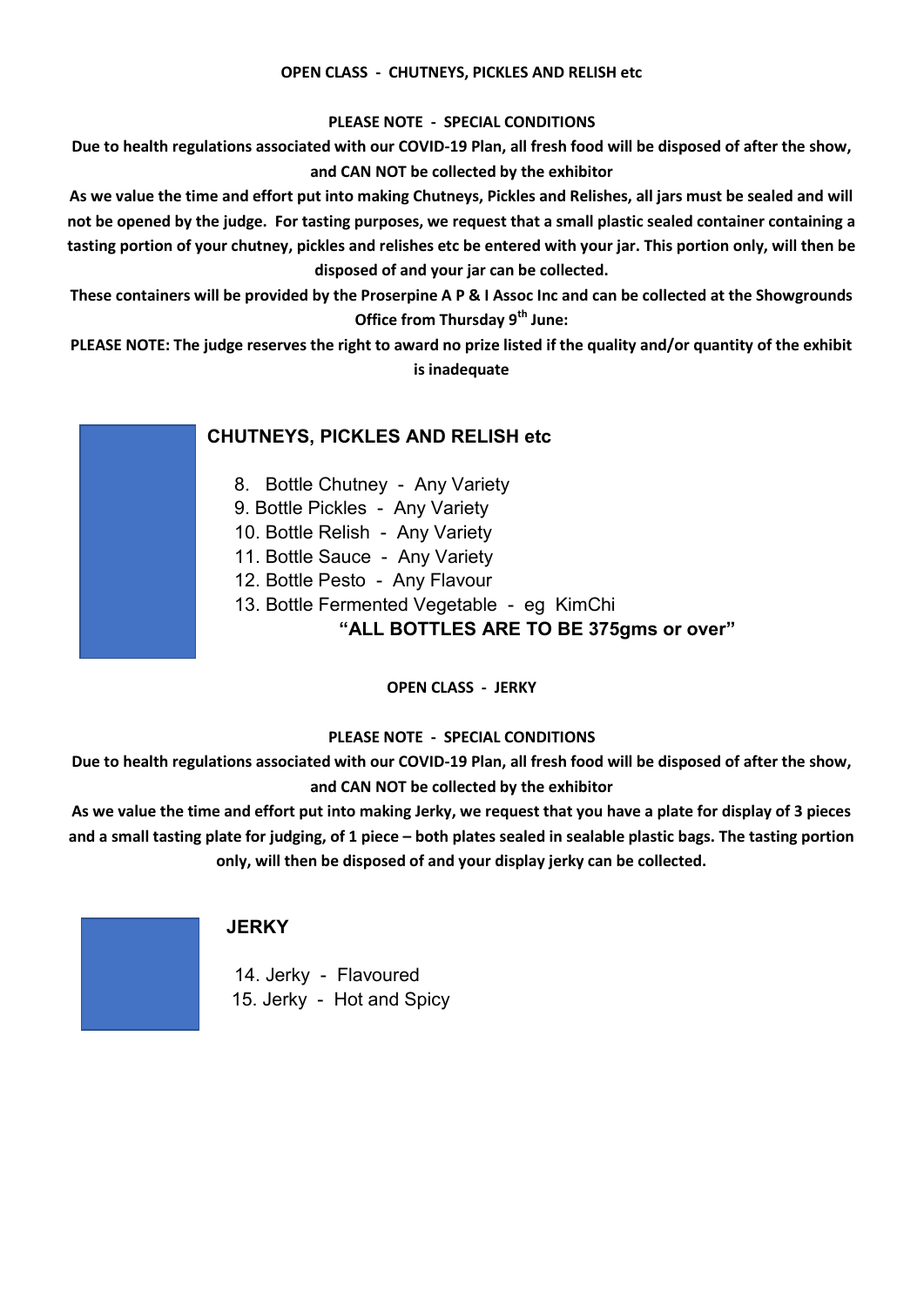## OPEN CLASS - CHUTNEYS, PICKLES AND RELISH etc

**PLEASE NOTE - SPECIAL CONDITIONS**

**Due to health regulations associated with our COVID-19 Plan, all fresh food will be disposed of after the show, and CAN NOT be collected by the exhibitor**

**As we value the time and effort put into making Chutneys, Pickles and Relishes, all jars must be sealed and will not be opened by the judge. For tasting purposes, we request that a small plastic sealed container containing a tasting portion of your chutney, pickles and relishes etc be entered with your jar. This portion only, will then be disposed of and your jar can be collected.**

**These containers will be provided by the Proserpine A P & I Assoc Inc and can be collected at the Showgrounds Office from Thursday 9th June:**

**PLEASE NOTE: The judge reserves the right to award no prize listed if the quality and/or quantity of the exhibit is inadequate**

### CHUTNEYS, PICKLES AND RELISH etc

8. Bottle Chutney - Any Variety
9. Bottle Pickles - Any Variety
10. Bottle Relish - Any Variety
11. Bottle Sauce - Any Variety
12. Bottle Pesto - Any Flavour
13. Bottle Fermented Vegetable - eg KimChi

**"ALL BOTTLES ARE TO BE 375gms or over"**

## OPEN CLASS - JERKY

**PLEASE NOTE - SPECIAL CONDITIONS**

**Due to health regulations associated with our COVID-19 Plan, all fresh food will be disposed of after the show, and CAN NOT be collected by the exhibitor**

**As we value the time and effort put into making Jerky, we request that you have a plate for display of 3 pieces and a small tasting plate for judging, of 1 piece – both plates sealed in sealable plastic bags. The tasting portion only, will then be disposed of and your display jerky can be collected.**

### JERKY

14. Jerky - Flavoured
15. Jerky - Hot and Spicy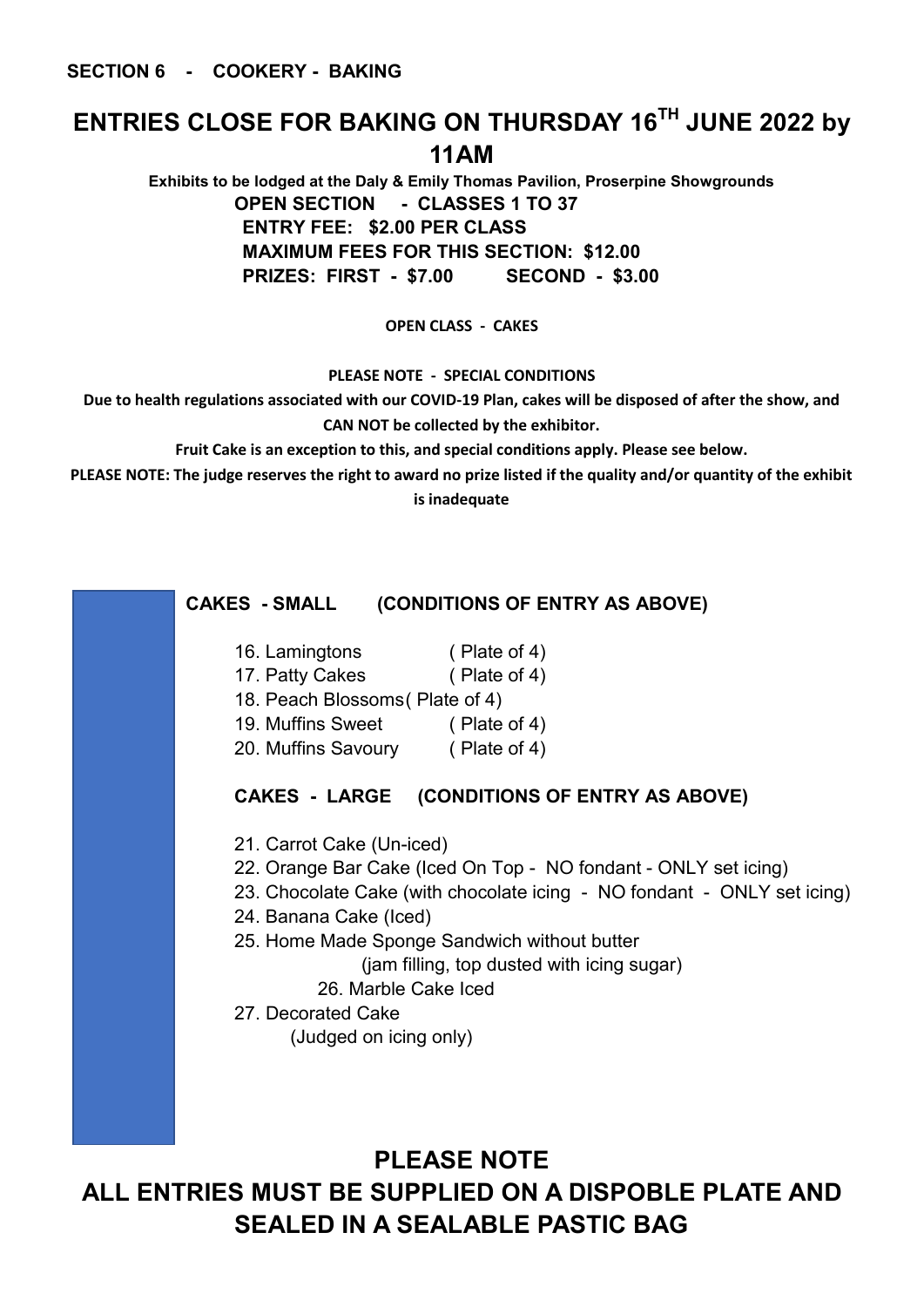**SECTION 6 - COOKERY - BAKING**

# ENTRIES CLOSE FOR BAKING ON THURSDAY 16TH JUNE 2022 by 11AM

**Exhibits to be lodged at the Daly & Emily Thomas Pavilion, Proserpine Showgrounds**

**OPEN SECTION - CLASSES 1 TO 37**

**ENTRY FEE: $2.00 PER CLASS**

**MAXIMUM FEES FOR THIS SECTION: $12.00**

**PRIZES: FIRST - $7.00 SECOND - $3.00**

**OPEN CLASS - CAKES**

**PLEASE NOTE - SPECIAL CONDITIONS**

**Due to health regulations associated with our COVID-19 Plan, cakes will be disposed of after the show, and CAN NOT be collected by the exhibitor.**

**Fruit Cake is an exception to this, and special conditions apply. Please see below.**

**PLEASE NOTE: The judge reserves the right to award no prize listed if the quality and/or quantity of the exhibit is inadequate**

**CAKES - SMALL (CONDITIONS OF ENTRY AS ABOVE)**

16. Lamingtons ( Plate of 4)
17. Patty Cakes ( Plate of 4)
18. Peach Blossoms( Plate of 4)
19. Muffins Sweet ( Plate of 4)
20. Muffins Savoury ( Plate of 4)

**CAKES - LARGE (CONDITIONS OF ENTRY AS ABOVE)**

21. Carrot Cake (Un-iced)
22. Orange Bar Cake (Iced On Top - NO fondant - ONLY set icing)
23. Chocolate Cake (with chocolate icing - NO fondant - ONLY set icing)
24. Banana Cake (Iced)
25. Home Made Sponge Sandwich without butter
    (jam filling, top dusted with icing sugar)
26. Marble Cake Iced
27. Decorated Cake
    (Judged on icing only)

## PLEASE NOTE
## ALL ENTRIES MUST BE SUPPLIED ON A DISPOBLE PLATE AND SEALED IN A SEALABLE PASTIC BAG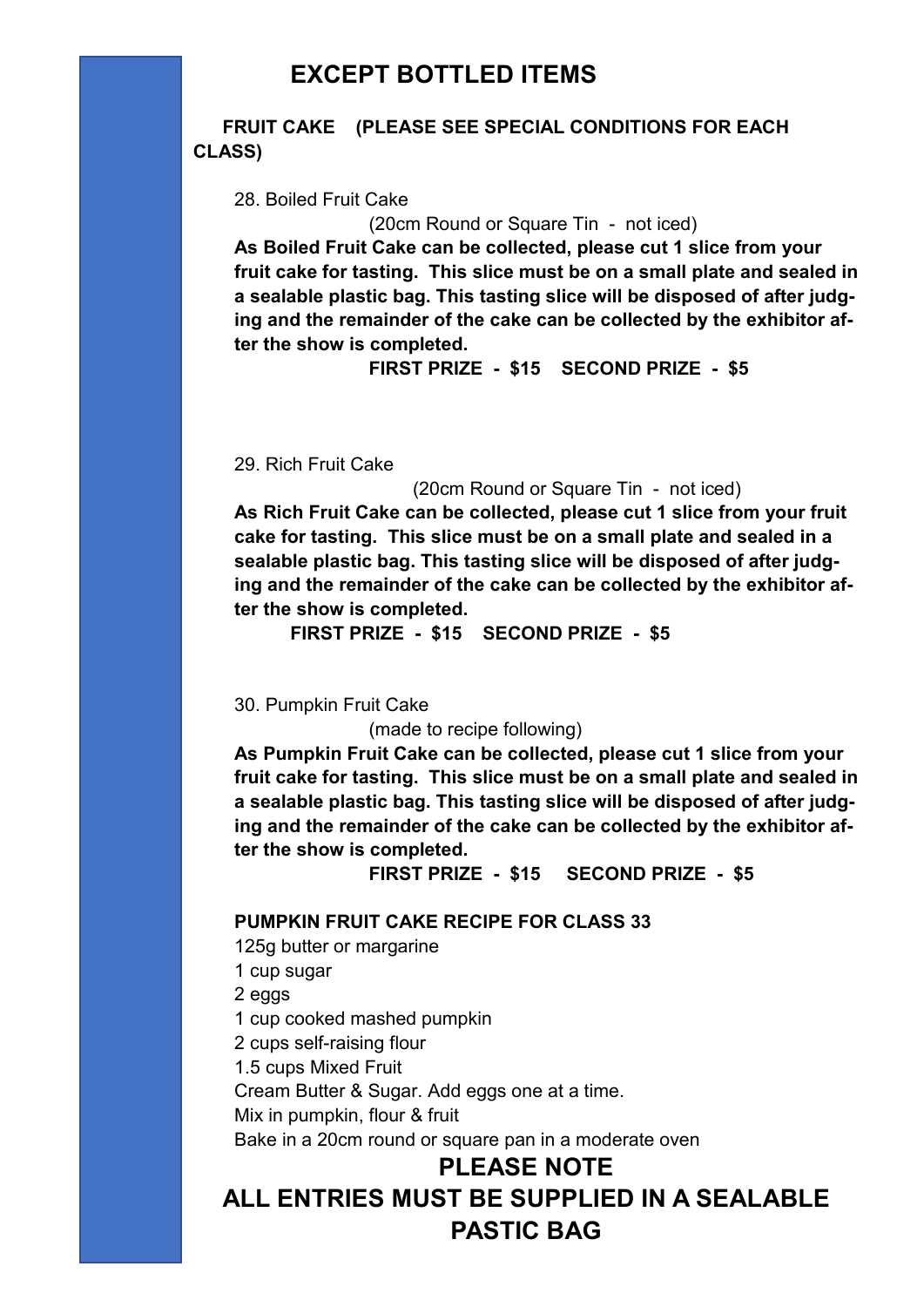## EXCEPT BOTTLED ITEMS

**FRUIT CAKE (PLEASE SEE SPECIAL CONDITIONS FOR EACH CLASS)**

28. Boiled Fruit Cake

(20cm Round or Square Tin - not iced)

**As Boiled Fruit Cake can be collected, please cut 1 slice from your fruit cake for tasting. This slice must be on a small plate and sealed in a sealable plastic bag. This tasting slice will be disposed of after judging and the remainder of the cake can be collected by the exhibitor after the show is completed.**

**FIRST PRIZE - $15 SECOND PRIZE - $5**

29. Rich Fruit Cake

(20cm Round or Square Tin - not iced)

**As Rich Fruit Cake can be collected, please cut 1 slice from your fruit cake for tasting. This slice must be on a small plate and sealed in a sealable plastic bag. This tasting slice will be disposed of after judging and the remainder of the cake can be collected by the exhibitor after the show is completed.**

**FIRST PRIZE - $15 SECOND PRIZE - $5**

30. Pumpkin Fruit Cake

(made to recipe following)

**As Pumpkin Fruit Cake can be collected, please cut 1 slice from your fruit cake for tasting. This slice must be on a small plate and sealed in a sealable plastic bag. This tasting slice will be disposed of after judging and the remainder of the cake can be collected by the exhibitor after the show is completed.**

**FIRST PRIZE - $15 SECOND PRIZE - $5**

**PUMPKIN FRUIT CAKE RECIPE FOR CLASS 33**

125g butter or margarine
1 cup sugar
2 eggs
1 cup cooked mashed pumpkin
2 cups self-raising flour
1.5 cups Mixed Fruit
Cream Butter & Sugar. Add eggs one at a time.
Mix in pumpkin, flour & fruit
Bake in a 20cm round or square pan in a moderate oven

## PLEASE NOTE
## ALL ENTRIES MUST BE SUPPLIED IN A SEALABLE PASTIC BAG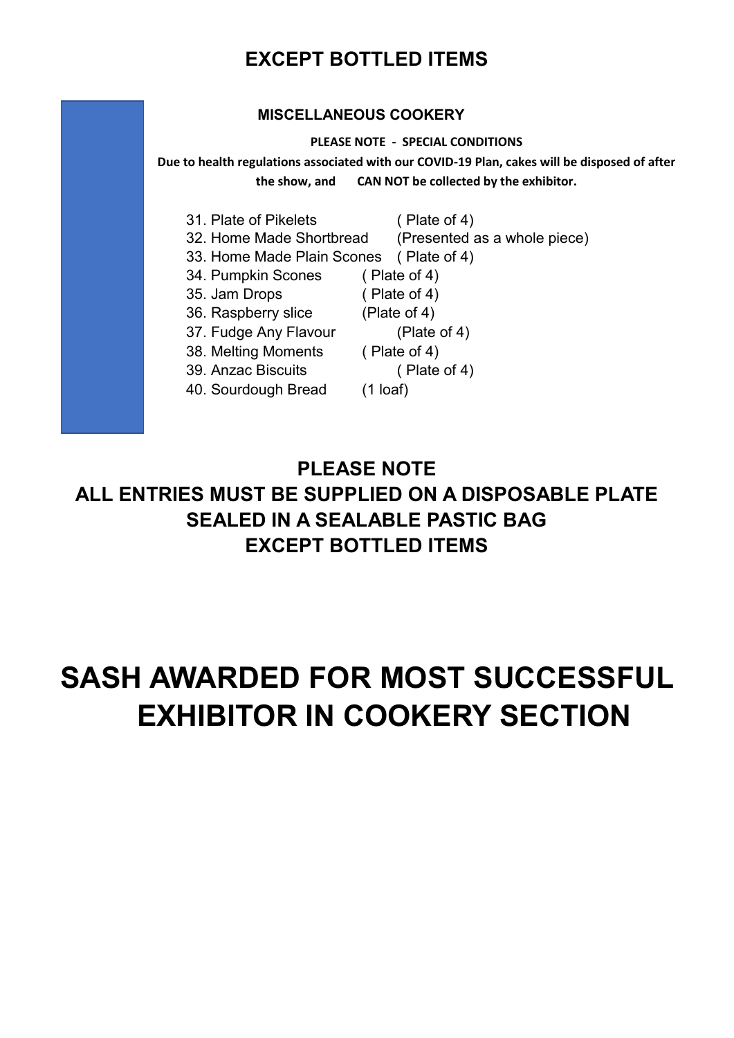## EXCEPT BOTTLED ITEMS

### MISCELLANEOUS COOKERY

**PLEASE NOTE - SPECIAL CONDITIONS**

**Due to health regulations associated with our COVID-19 Plan, cakes will be disposed of after the show, and CAN NOT be collected by the exhibitor.**

31. Plate of Pikelets ( Plate of 4)
32. Home Made Shortbread (Presented as a whole piece)
33. Home Made Plain Scones ( Plate of 4)
34. Pumpkin Scones ( Plate of 4)
35. Jam Drops ( Plate of 4)
36. Raspberry slice (Plate of 4)
37. Fudge Any Flavour (Plate of 4)
38. Melting Moments ( Plate of 4)
39. Anzac Biscuits ( Plate of 4)
40. Sourdough Bread (1 loaf)

**PLEASE NOTE**
**ALL ENTRIES MUST BE SUPPLIED ON A DISPOSABLE PLATE**
**SEALED IN A SEALABLE PASTIC BAG**
**EXCEPT BOTTLED ITEMS**

# SASH AWARDED FOR MOST SUCCESSFUL EXHIBITOR IN COOKERY SECTION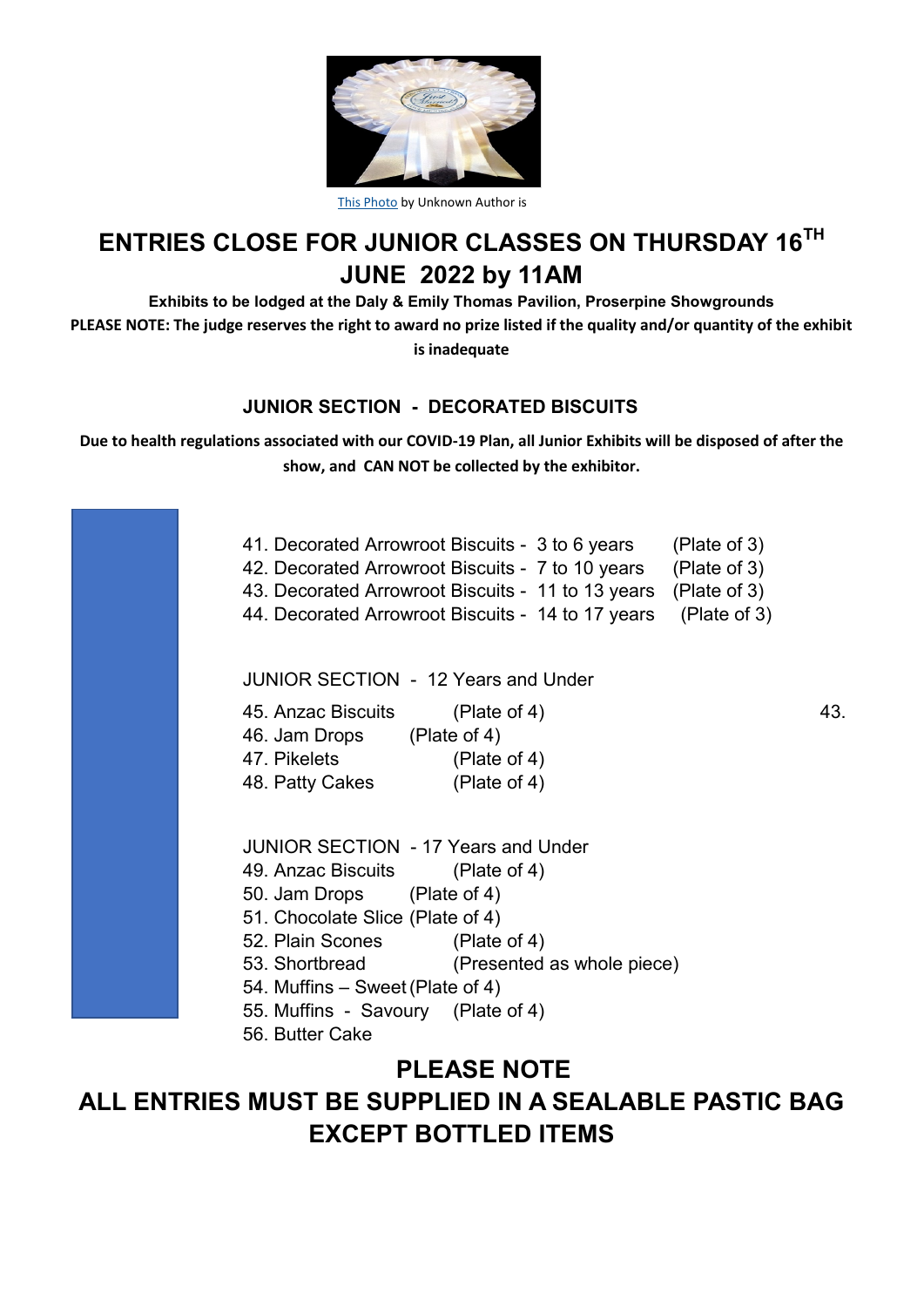This Photo by Unknown Author is

# ENTRIES CLOSE FOR JUNIOR CLASSES ON THURSDAY 16TH JUNE 2022 by 11AM

**Exhibits to be lodged at the Daly & Emily Thomas Pavilion, Proserpine Showgrounds**

**PLEASE NOTE: The judge reserves the right to award no prize listed if the quality and/or quantity of the exhibit is inadequate**

## JUNIOR SECTION - DECORATED BISCUITS

**Due to health regulations associated with our COVID-19 Plan, all Junior Exhibits will be disposed of after the show, and CAN NOT be collected by the exhibitor.**

41. Decorated Arrowroot Biscuits - 3 to 6 years (Plate of 3)
42. Decorated Arrowroot Biscuits - 7 to 10 years (Plate of 3)
43. Decorated Arrowroot Biscuits - 11 to 13 years (Plate of 3)
44. Decorated Arrowroot Biscuits - 14 to 17 years (Plate of 3)

JUNIOR SECTION - 12 Years and Under

45. Anzac Biscuits (Plate of 4)
46. Jam Drops (Plate of 4)
47. Pikelets (Plate of 4)
48. Patty Cakes (Plate of 4)

43.

JUNIOR SECTION - 17 Years and Under

49. Anzac Biscuits (Plate of 4)
50. Jam Drops (Plate of 4)
51. Chocolate Slice (Plate of 4)
52. Plain Scones (Plate of 4)
53. Shortbread (Presented as whole piece)
54. Muffins – Sweet (Plate of 4)
55. Muffins - Savoury (Plate of 4)
56. Butter Cake

## PLEASE NOTE
## ALL ENTRIES MUST BE SUPPLIED IN A SEALABLE PASTIC BAG EXCEPT BOTTLED ITEMS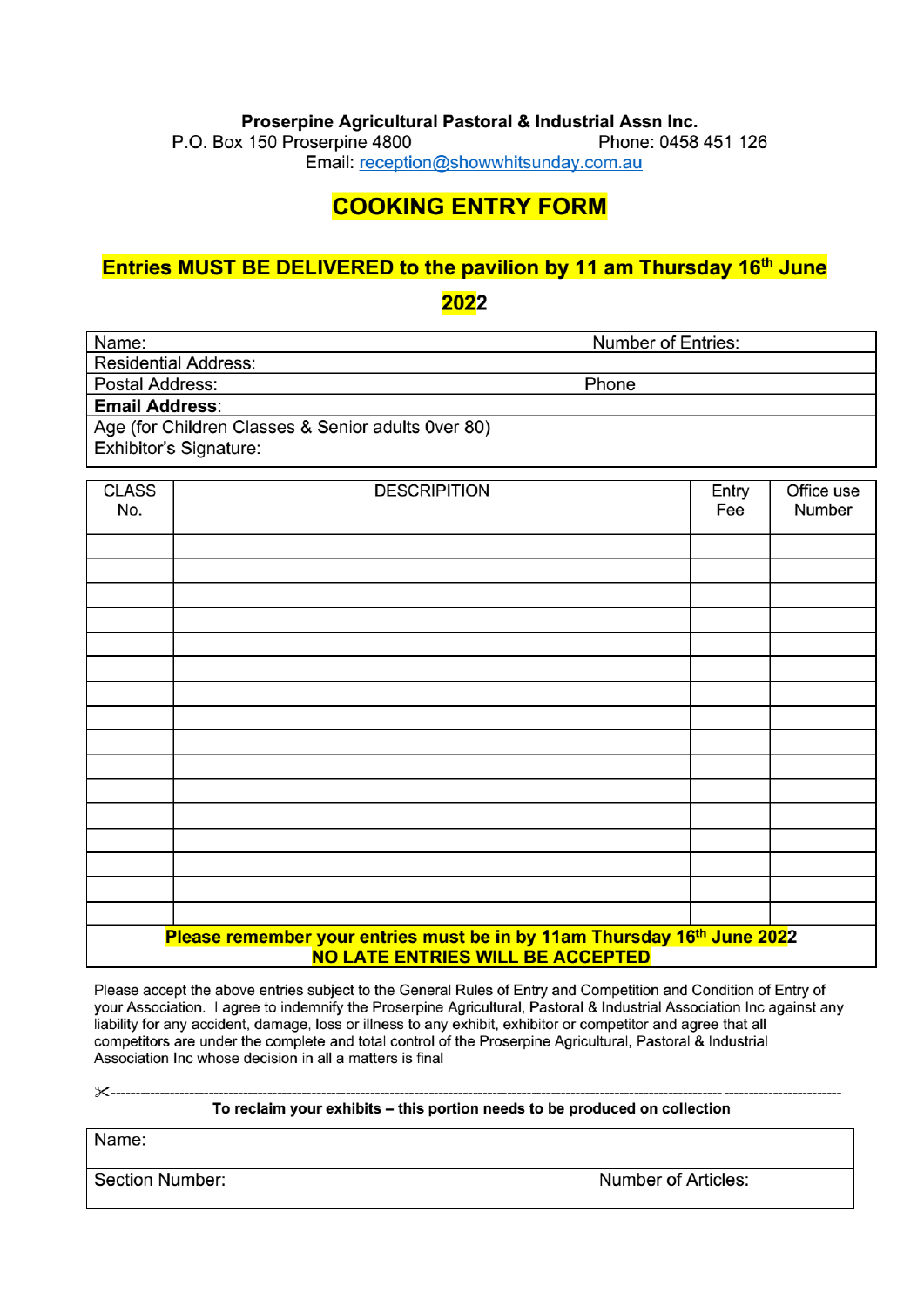**Proserpine Agricultural Pastoral & Industrial Assn Inc.**
P.O. Box 150 Proserpine 4800 Phone: 0458 451 126
Email: reception@showwhitsunday.com.au

# COOKING ENTRY FORM

## Entries MUST BE DELIVERED to the pavilion by 11 am Thursday 16th June 2022

| | |
|---|---|
| Name: | Number of Entries: |
| Residential Address: | |
| Postal Address: | Phone |
| **Email Address**: | |
| Age (for Children Classes & Senior adults 0ver 80) | |
| Exhibitor's Signature: | |

| CLASS No. | DESCRIPITION | Entry Fee | Office use Number |
|---|---|---|---|
| | | | |
| | | | |
| | | | |
| | | | |
| | | | |
| | | | |
| | | | |
| | | | |
| | | | |
| | | | |
| | | | |
| | | | |
| | | | |
| | | | |
| | | | |
| | | | |

**Please remember your entries must be in by 11am Thursday 16th June 2022**
**NO LATE ENTRIES WILL BE ACCEPTED**

Please accept the above entries subject to the General Rules of Entry and Competition and Condition of Entry of your Association. I agree to indemnify the Proserpine Agricultural, Pastoral & Industrial Association Inc against any liability for any accident, damage, loss or illness to any exhibit, exhibitor or competitor and agree that all competitors are under the complete and total control of the Proserpine Agricultural, Pastoral & Industrial Association Inc whose decision in all a matters is final

✂-----------------------------------------------------------------------------------------------------------

**To reclaim your exhibits – this portion needs to be produced on collection**

| | |
|---|---|
| Name: | |
| Section Number: | Number of Articles: |